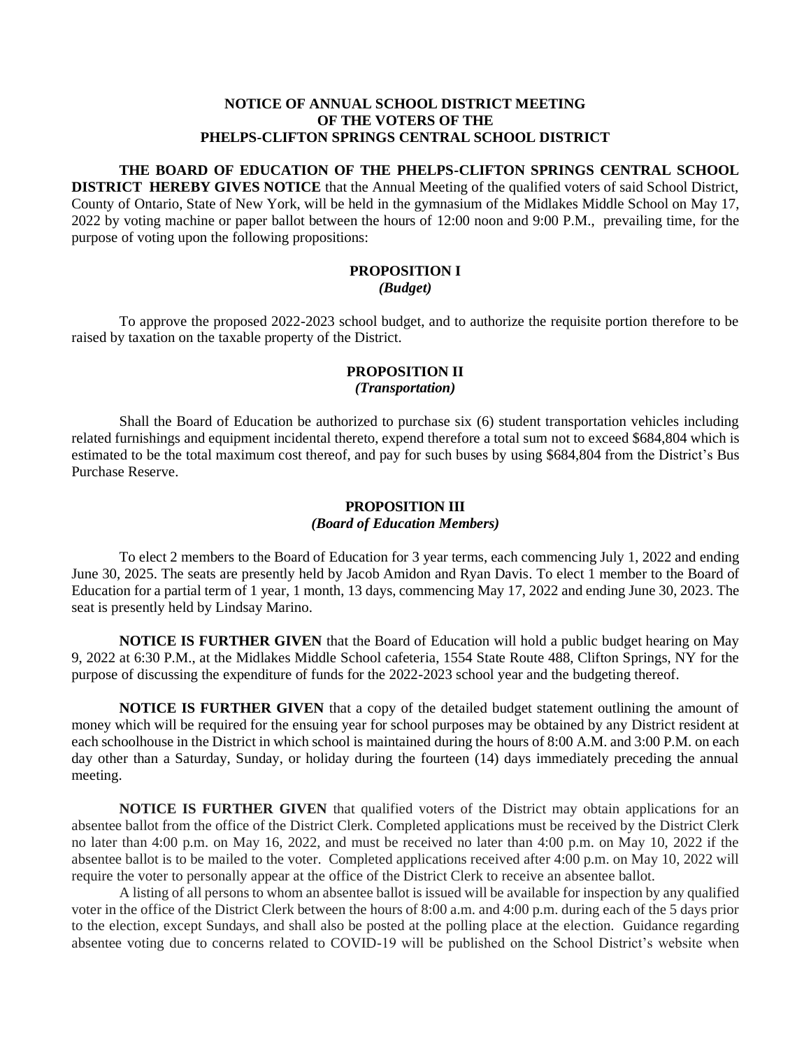# NOTICE OF ANNUAL SCHOOL DISTRICT MEETING OF THE VOTERS OF THE PHELPS-CLIFTON SPRINGS CENTRAL SCHOOL DISTRICT

**THE BOARD OF EDUCATION OF THE PHELPS-CLIFTON SPRINGS CENTRAL SCHOOL DISTRICT HEREBY GIVES NOTICE** that the Annual Meeting of the qualified voters of said School District, County of Ontario, State of New York, will be held in the gymnasium of the Midlakes Middle School on May 17, 2022 by voting machine or paper ballot between the hours of 12:00 noon and 9:00 P.M., prevailing time, for the purpose of voting upon the following propositions:

## PROPOSITION I
***(Budget)***

To approve the proposed 2022-2023 school budget, and to authorize the requisite portion therefore to be raised by taxation on the taxable property of the District.

## PROPOSITION II
***(Transportation)***

Shall the Board of Education be authorized to purchase six (6) student transportation vehicles including related furnishings and equipment incidental thereto, expend therefore a total sum not to exceed $684,804 which is estimated to be the total maximum cost thereof, and pay for such buses by using $684,804 from the District's Bus Purchase Reserve.

## PROPOSITION III
***(Board of Education Members)***

To elect 2 members to the Board of Education for 3 year terms, each commencing July 1, 2022 and ending June 30, 2025. The seats are presently held by Jacob Amidon and Ryan Davis. To elect 1 member to the Board of Education for a partial term of 1 year, 1 month, 13 days, commencing May 17, 2022 and ending June 30, 2023. The seat is presently held by Lindsay Marino.

**NOTICE IS FURTHER GIVEN** that the Board of Education will hold a public budget hearing on May 9, 2022 at 6:30 P.M., at the Midlakes Middle School cafeteria, 1554 State Route 488, Clifton Springs, NY for the purpose of discussing the expenditure of funds for the 2022-2023 school year and the budgeting thereof.

**NOTICE IS FURTHER GIVEN** that a copy of the detailed budget statement outlining the amount of money which will be required for the ensuing year for school purposes may be obtained by any District resident at each schoolhouse in the District in which school is maintained during the hours of 8:00 A.M. and 3:00 P.M. on each day other than a Saturday, Sunday, or holiday during the fourteen (14) days immediately preceding the annual meeting.

**NOTICE IS FURTHER GIVEN** that qualified voters of the District may obtain applications for an absentee ballot from the office of the District Clerk. Completed applications must be received by the District Clerk no later than 4:00 p.m. on May 16, 2022, and must be received no later than 4:00 p.m. on May 10, 2022 if the absentee ballot is to be mailed to the voter. Completed applications received after 4:00 p.m. on May 10, 2022 will require the voter to personally appear at the office of the District Clerk to receive an absentee ballot.

A listing of all persons to whom an absentee ballot is issued will be available for inspection by any qualified voter in the office of the District Clerk between the hours of 8:00 a.m. and 4:00 p.m. during each of the 5 days prior to the election, except Sundays, and shall also be posted at the polling place at the election. Guidance regarding absentee voting due to concerns related to COVID-19 will be published on the School District's website when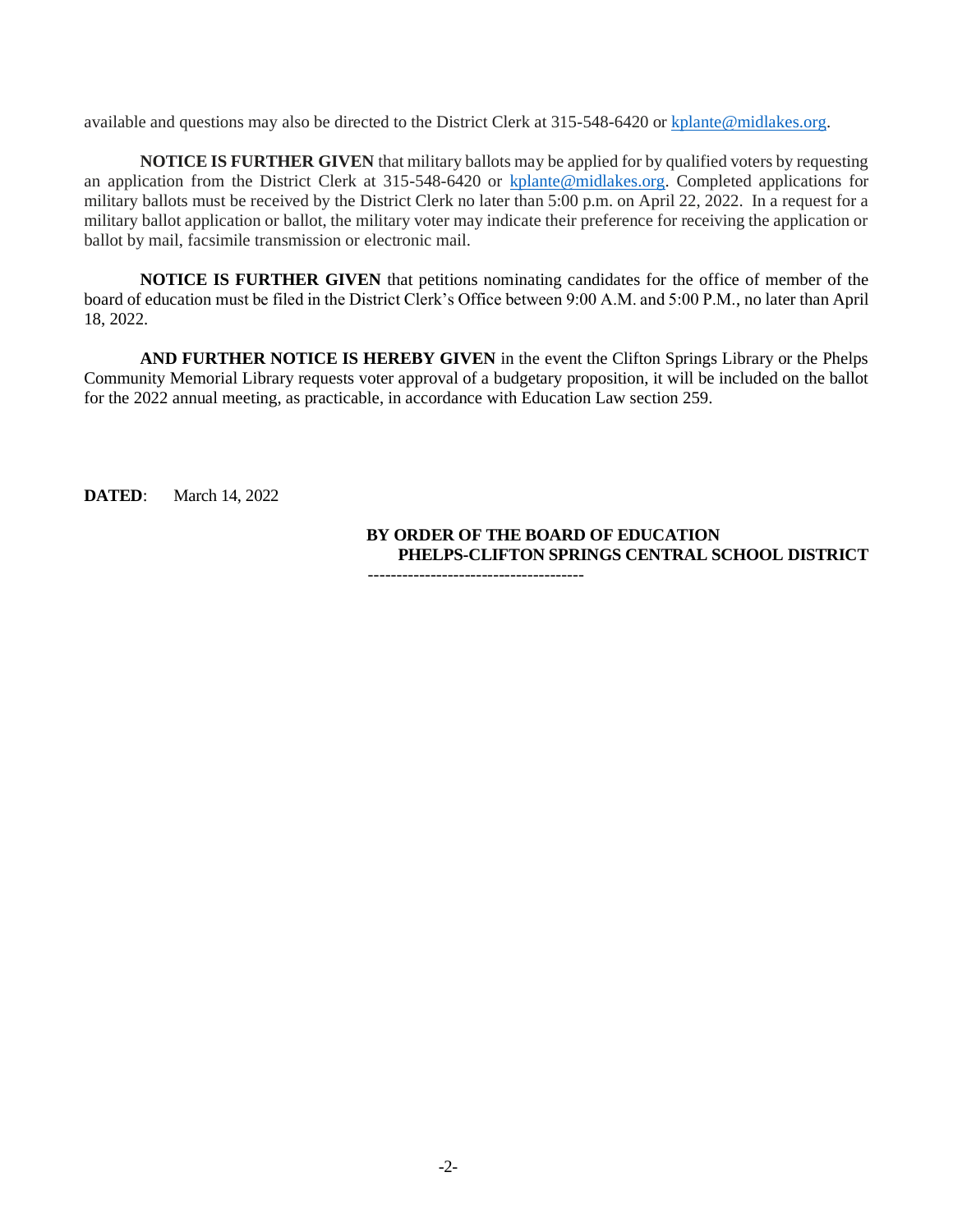available and questions may also be directed to the District Clerk at 315-548-6420 or kplante@midlakes.org.

**NOTICE IS FURTHER GIVEN** that military ballots may be applied for by qualified voters by requesting an application from the District Clerk at 315-548-6420 or kplante@midlakes.org. Completed applications for military ballots must be received by the District Clerk no later than 5:00 p.m. on April 22, 2022. In a request for a military ballot application or ballot, the military voter may indicate their preference for receiving the application or ballot by mail, facsimile transmission or electronic mail.

**NOTICE IS FURTHER GIVEN** that petitions nominating candidates for the office of member of the board of education must be filed in the District Clerk's Office between 9:00 A.M. and 5:00 P.M., no later than April 18, 2022.

**AND FURTHER NOTICE IS HEREBY GIVEN** in the event the Clifton Springs Library or the Phelps Community Memorial Library requests voter approval of a budgetary proposition, it will be included on the ballot for the 2022 annual meeting, as practicable, in accordance with Education Law section 259.

**DATED**: March 14, 2022

**BY ORDER OF THE BOARD OF EDUCATION**
**PHELPS-CLIFTON SPRINGS CENTRAL SCHOOL DISTRICT**

-------------------------------------